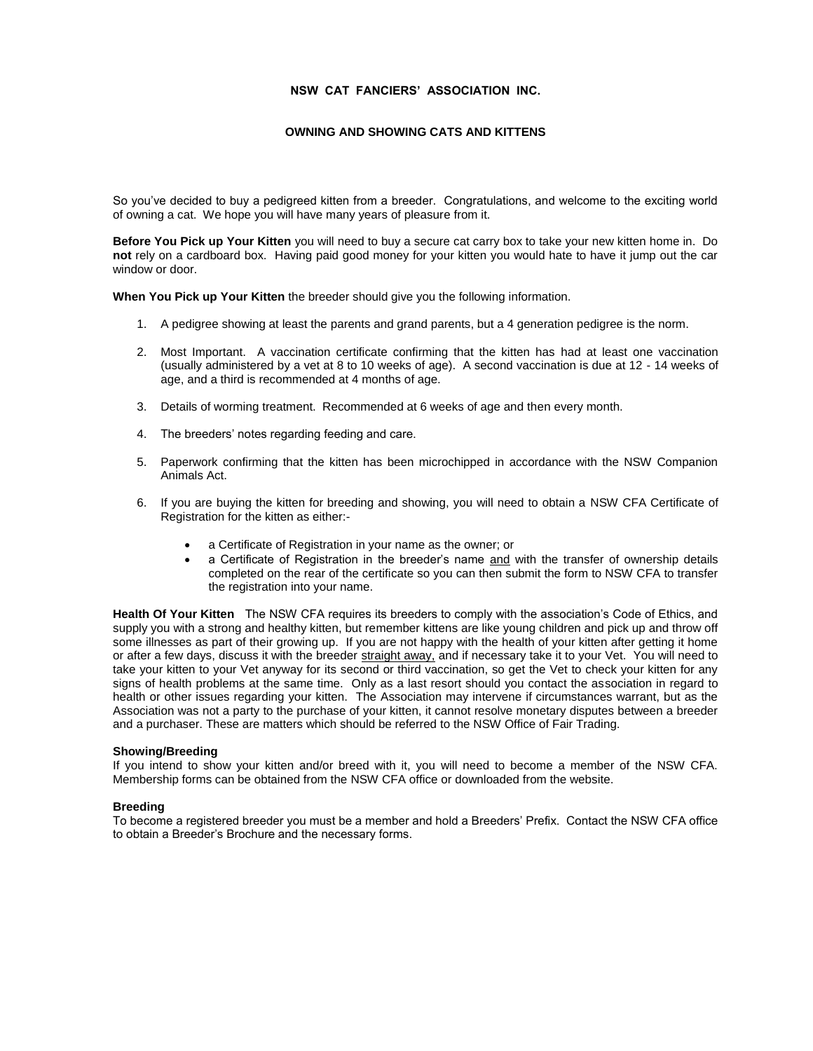# NSW CAT FANCIERS' ASSOCIATION INC.

## OWNING AND SHOWING CATS AND KITTENS

So you've decided to buy a pedigreed kitten from a breeder. Congratulations, and welcome to the exciting world of owning a cat. We hope you will have many years of pleasure from it.

**Before You Pick up Your Kitten** you will need to buy a secure cat carry box to take your new kitten home in. Do **not** rely on a cardboard box. Having paid good money for your kitten you would hate to have it jump out the car window or door.

**When You Pick up Your Kitten** the breeder should give you the following information.

1. A pedigree showing at least the parents and grand parents, but a 4 generation pedigree is the norm.

2. Most Important. A vaccination certificate confirming that the kitten has had at least one vaccination (usually administered by a vet at 8 to 10 weeks of age). A second vaccination is due at 12 - 14 weeks of age, and a third is recommended at 4 months of age.

3. Details of worming treatment. Recommended at 6 weeks of age and then every month.

4. The breeders' notes regarding feeding and care.

5. Paperwork confirming that the kitten has been microchipped in accordance with the NSW Companion Animals Act.

6. If you are buying the kitten for breeding and showing, you will need to obtain a NSW CFA Certificate of Registration for the kitten as either:-

   - a Certificate of Registration in your name as the owner; or
   - a Certificate of Registration in the breeder's name <u>and</u> with the transfer of ownership details completed on the rear of the certificate so you can then submit the form to NSW CFA to transfer the registration into your name.

**Health Of Your Kitten** The NSW CFA requires its breeders to comply with the association's Code of Ethics, and supply you with a strong and healthy kitten, but remember kittens are like young children and pick up and throw off some illnesses as part of their growing up. If you are not happy with the health of your kitten after getting it home or after a few days, discuss it with the breeder <u>straight away,</u> and if necessary take it to your Vet. You will need to take your kitten to your Vet anyway for its second or third vaccination, so get the Vet to check your kitten for any signs of health problems at the same time. Only as a last resort should you contact the association in regard to health or other issues regarding your kitten. The Association may intervene if circumstances warrant, but as the Association was not a party to the purchase of your kitten, it cannot resolve monetary disputes between a breeder and a purchaser. These are matters which should be referred to the NSW Office of Fair Trading.

### Showing/Breeding

If you intend to show your kitten and/or breed with it, you will need to become a member of the NSW CFA. Membership forms can be obtained from the NSW CFA office or downloaded from the website.

### Breeding

To become a registered breeder you must be a member and hold a Breeders' Prefix. Contact the NSW CFA office to obtain a Breeder's Brochure and the necessary forms.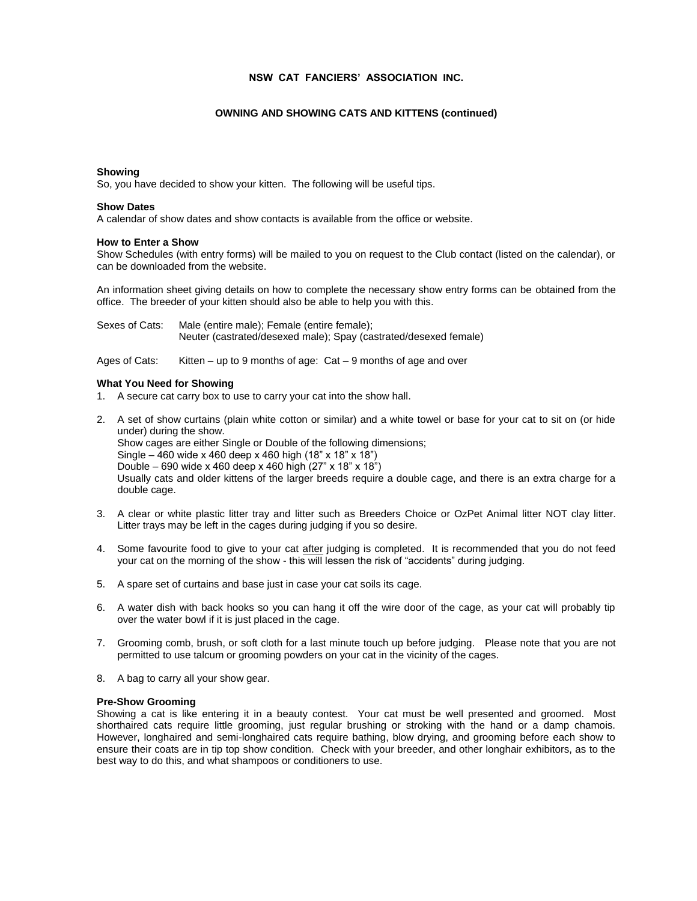**NSW CAT FANCIERS' ASSOCIATION INC.**

**OWNING AND SHOWING CATS AND KITTENS (continued)**

### Showing

So, you have decided to show your kitten. The following will be useful tips.

### Show Dates

A calendar of show dates and show contacts is available from the office or website.

### How to Enter a Show

Show Schedules (with entry forms) will be mailed to you on request to the Club contact (listed on the calendar), or can be downloaded from the website.

An information sheet giving details on how to complete the necessary show entry forms can be obtained from the office. The breeder of your kitten should also be able to help you with this.

Sexes of Cats: Male (entire male); Female (entire female);
Neuter (castrated/desexed male); Spay (castrated/desexed female)

Ages of Cats: Kitten – up to 9 months of age: Cat – 9 months of age and over

### What You Need for Showing

1. A secure cat carry box to use to carry your cat into the show hall.
2. A set of show curtains (plain white cotton or similar) and a white towel or base for your cat to sit on (or hide under) during the show.
   Show cages are either Single or Double of the following dimensions;
   Single – 460 wide x 460 deep x 460 high (18" x 18" x 18")
   Double – 690 wide x 460 deep x 460 high (27" x 18" x 18")
   Usually cats and older kittens of the larger breeds require a double cage, and there is an extra charge for a double cage.
3. A clear or white plastic litter tray and litter such as Breeders Choice or OzPet Animal litter NOT clay litter. Litter trays may be left in the cages during judging if you so desire.
4. Some favourite food to give to your cat <u>after</u> judging is completed. It is recommended that you do not feed your cat on the morning of the show - this will lessen the risk of "accidents" during judging.
5. A spare set of curtains and base just in case your cat soils its cage.
6. A water dish with back hooks so you can hang it off the wire door of the cage, as your cat will probably tip over the water bowl if it is just placed in the cage.
7. Grooming comb, brush, or soft cloth for a last minute touch up before judging. Please note that you are not permitted to use talcum or grooming powders on your cat in the vicinity of the cages.
8. A bag to carry all your show gear.

### Pre-Show Grooming

Showing a cat is like entering it in a beauty contest. Your cat must be well presented and groomed. Most shorthaired cats require little grooming, just regular brushing or stroking with the hand or a damp chamois. However, longhaired and semi-longhaired cats require bathing, blow drying, and grooming before each show to ensure their coats are in tip top show condition. Check with your breeder, and other longhair exhibitors, as to the best way to do this, and what shampoos or conditioners to use.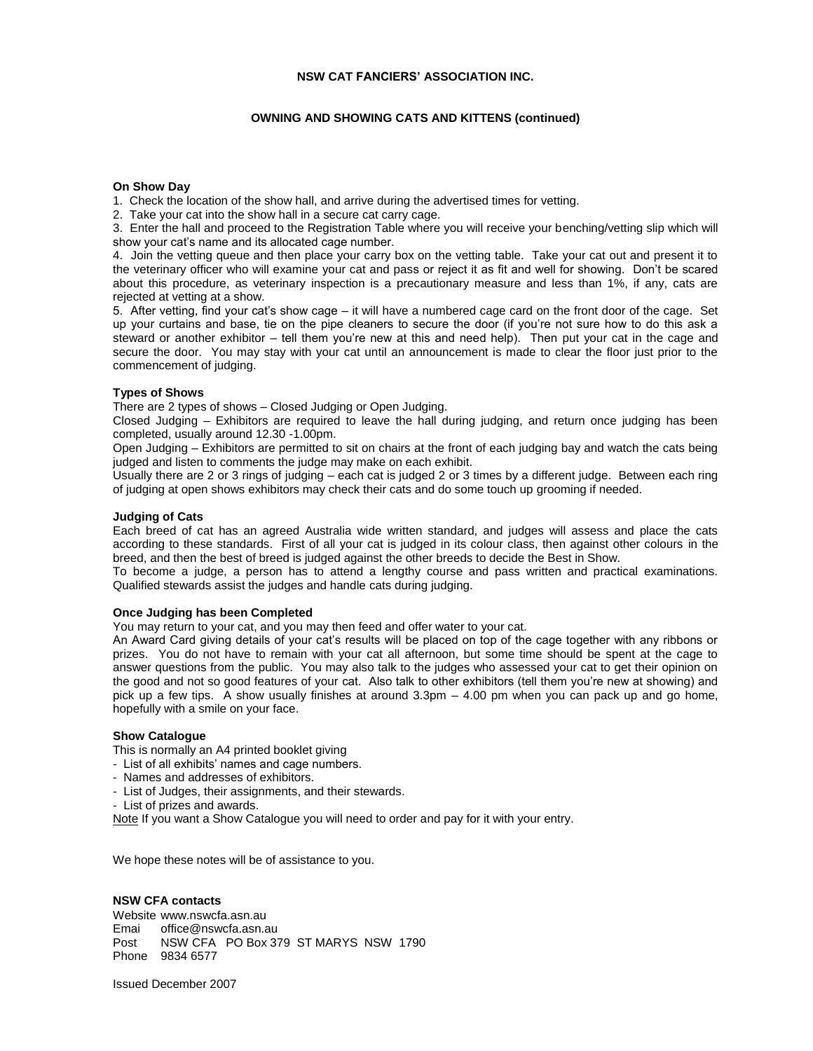**NSW CAT FANCIERS' ASSOCIATION INC.**

**OWNING AND SHOWING CATS AND KITTENS (continued)**

**On Show Day**

1. Check the location of the show hall, and arrive during the advertised times for vetting.
2. Take your cat into the show hall in a secure cat carry cage.
3. Enter the hall and proceed to the Registration Table where you will receive your benching/vetting slip which will show your cat's name and its allocated cage number.
4. Join the vetting queue and then place your carry box on the vetting table. Take your cat out and present it to the veterinary officer who will examine your cat and pass or reject it as fit and well for showing. Don't be scared about this procedure, as veterinary inspection is a precautionary measure and less than 1%, if any, cats are rejected at vetting at a show.
5. After vetting, find your cat's show cage – it will have a numbered cage card on the front door of the cage. Set up your curtains and base, tie on the pipe cleaners to secure the door (if you're not sure how to do this ask a steward or another exhibitor – tell them you're new at this and need help). Then put your cat in the cage and secure the door. You may stay with your cat until an announcement is made to clear the floor just prior to the commencement of judging.

**Types of Shows**

There are 2 types of shows – Closed Judging or Open Judging.

Closed Judging – Exhibitors are required to leave the hall during judging, and return once judging has been completed, usually around 12.30 -1.00pm.

Open Judging – Exhibitors are permitted to sit on chairs at the front of each judging bay and watch the cats being judged and listen to comments the judge may make on each exhibit.

Usually there are 2 or 3 rings of judging – each cat is judged 2 or 3 times by a different judge. Between each ring of judging at open shows exhibitors may check their cats and do some touch up grooming if needed.

**Judging of Cats**

Each breed of cat has an agreed Australia wide written standard, and judges will assess and place the cats according to these standards. First of all your cat is judged in its colour class, then against other colours in the breed, and then the best of breed is judged against the other breeds to decide the Best in Show.

To become a judge, a person has to attend a lengthy course and pass written and practical examinations. Qualified stewards assist the judges and handle cats during judging.

**Once Judging has been Completed**

You may return to your cat, and you may then feed and offer water to your cat.

An Award Card giving details of your cat's results will be placed on top of the cage together with any ribbons or prizes. You do not have to remain with your cat all afternoon, but some time should be spent at the cage to answer questions from the public. You may also talk to the judges who assessed your cat to get their opinion on the good and not so good features of your cat. Also talk to other exhibitors (tell them you're new at showing) and pick up a few tips. A show usually finishes at around 3.3pm – 4.00 pm when you can pack up and go home, hopefully with a smile on your face.

**Show Catalogue**

This is normally an A4 printed booklet giving

- List of all exhibits' names and cage numbers.
- Names and addresses of exhibitors.
- List of Judges, their assignments, and their stewards.
- List of prizes and awards.

Note If you want a Show Catalogue you will need to order and pay for it with your entry.

We hope these notes will be of assistance to you.

**NSW CFA contacts**

Website www.nswcfa.asn.au
Emai office@nswcfa.asn.au
Post NSW CFA PO Box 379 ST MARYS NSW 1790
Phone 9834 6577

Issued December 2007